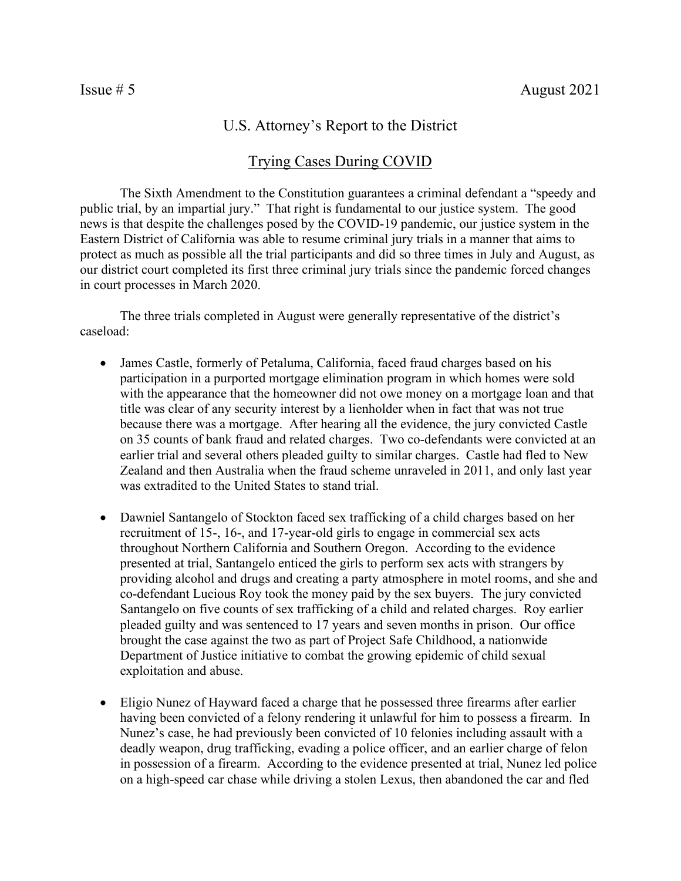Issue # 5 August 2021

# U.S. Attorney's Report to the District

## Trying Cases During COVID

The Sixth Amendment to the Constitution guarantees a criminal defendant a "speedy and public trial, by an impartial jury." That right is fundamental to our justice system. The good news is that despite the challenges posed by the COVID-19 pandemic, our justice system in the Eastern District of California was able to resume criminal jury trials in a manner that aims to protect as much as possible all the trial participants and did so three times in July and August, as our district court completed its first three criminal jury trials since the pandemic forced changes in court processes in March 2020.

The three trials completed in August were generally representative of the district's caseload:

- James Castle, formerly of Petaluma, California, faced fraud charges based on his participation in a purported mortgage elimination program in which homes were sold with the appearance that the homeowner did not owe money on a mortgage loan and that title was clear of any security interest by a lienholder when in fact that was not true because there was a mortgage. After hearing all the evidence, the jury convicted Castle on 35 counts of bank fraud and related charges. Two co-defendants were convicted at an earlier trial and several others pleaded guilty to similar charges. Castle had fled to New Zealand and then Australia when the fraud scheme unraveled in 2011, and only last year was extradited to the United States to stand trial.

- Dawniel Santangelo of Stockton faced sex trafficking of a child charges based on her recruitment of 15-, 16-, and 17-year-old girls to engage in commercial sex acts throughout Northern California and Southern Oregon. According to the evidence presented at trial, Santangelo enticed the girls to perform sex acts with strangers by providing alcohol and drugs and creating a party atmosphere in motel rooms, and she and co-defendant Lucious Roy took the money paid by the sex buyers. The jury convicted Santangelo on five counts of sex trafficking of a child and related charges. Roy earlier pleaded guilty and was sentenced to 17 years and seven months in prison. Our office brought the case against the two as part of Project Safe Childhood, a nationwide Department of Justice initiative to combat the growing epidemic of child sexual exploitation and abuse.

- Eligio Nunez of Hayward faced a charge that he possessed three firearms after earlier having been convicted of a felony rendering it unlawful for him to possess a firearm. In Nunez's case, he had previously been convicted of 10 felonies including assault with a deadly weapon, drug trafficking, evading a police officer, and an earlier charge of felon in possession of a firearm. According to the evidence presented at trial, Nunez led police on a high-speed car chase while driving a stolen Lexus, then abandoned the car and fled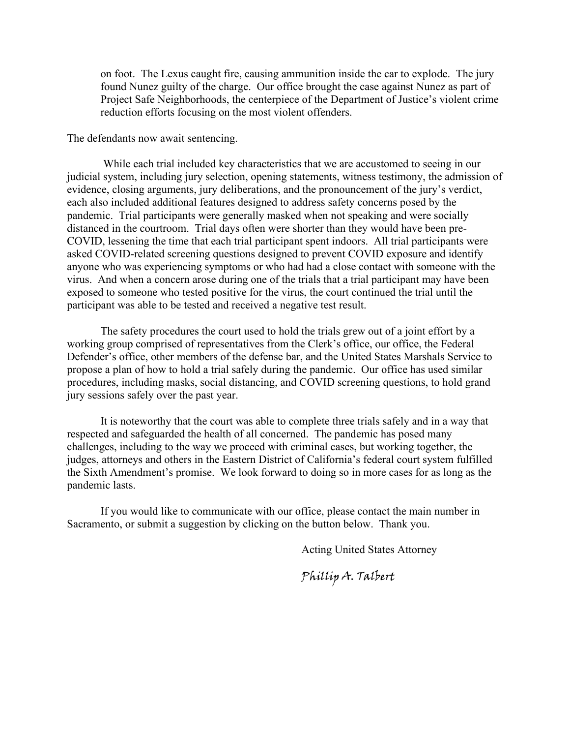on foot. The Lexus caught fire, causing ammunition inside the car to explode. The jury found Nunez guilty of the charge. Our office brought the case against Nunez as part of Project Safe Neighborhoods, the centerpiece of the Department of Justice's violent crime reduction efforts focusing on the most violent offenders.

The defendants now await sentencing.

While each trial included key characteristics that we are accustomed to seeing in our judicial system, including jury selection, opening statements, witness testimony, the admission of evidence, closing arguments, jury deliberations, and the pronouncement of the jury's verdict, each also included additional features designed to address safety concerns posed by the pandemic. Trial participants were generally masked when not speaking and were socially distanced in the courtroom. Trial days often were shorter than they would have been pre-COVID, lessening the time that each trial participant spent indoors. All trial participants were asked COVID-related screening questions designed to prevent COVID exposure and identify anyone who was experiencing symptoms or who had had a close contact with someone with the virus. And when a concern arose during one of the trials that a trial participant may have been exposed to someone who tested positive for the virus, the court continued the trial until the participant was able to be tested and received a negative test result.

The safety procedures the court used to hold the trials grew out of a joint effort by a working group comprised of representatives from the Clerk's office, our office, the Federal Defender's office, other members of the defense bar, and the United States Marshals Service to propose a plan of how to hold a trial safely during the pandemic. Our office has used similar procedures, including masks, social distancing, and COVID screening questions, to hold grand jury sessions safely over the past year.

It is noteworthy that the court was able to complete three trials safely and in a way that respected and safeguarded the health of all concerned. The pandemic has posed many challenges, including to the way we proceed with criminal cases, but working together, the judges, attorneys and others in the Eastern District of California's federal court system fulfilled the Sixth Amendment's promise. We look forward to doing so in more cases for as long as the pandemic lasts.

If you would like to communicate with our office, please contact the main number in Sacramento, or submit a suggestion by clicking on the button below. Thank you.

Acting United States Attorney

*Phillip A. Talbert*